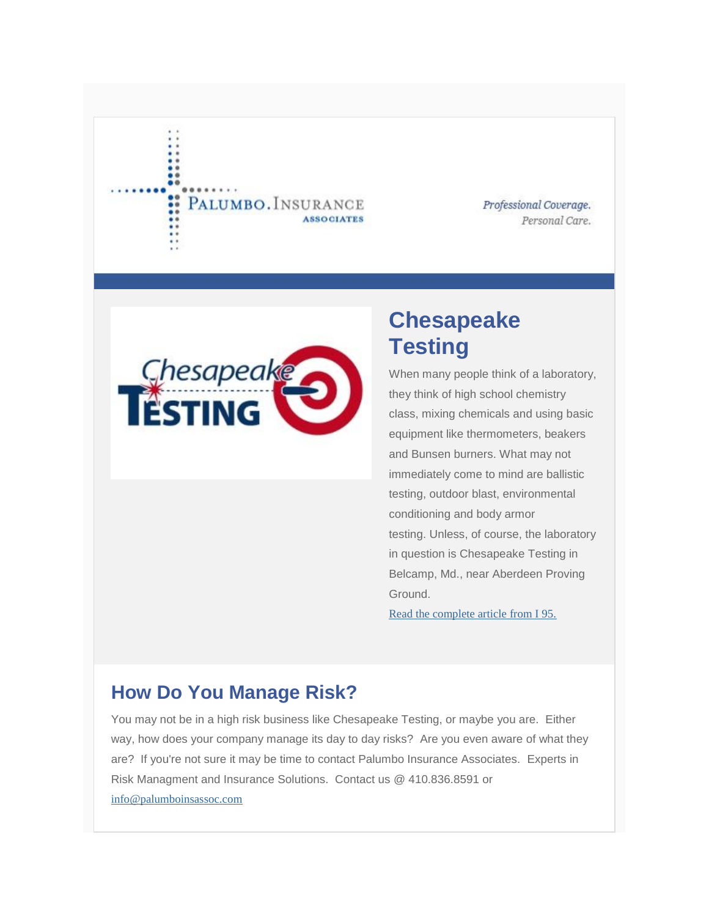PALUMBO.INSURANCE ASSOCIATES

*Professional Coverage.*
*Personal Care.*

## Chesapeake Testing

When many people think of a laboratory, they think of high school chemistry class, mixing chemicals and using basic equipment like thermometers, beakers and Bunsen burners. What may not immediately come to mind are ballistic testing, outdoor blast, environmental conditioning and body armor testing. Unless, of course, the laboratory in question is Chesapeake Testing in Belcamp, Md., near Aberdeen Proving Ground.

Read the complete article from I 95.

## How Do You Manage Risk?

You may not be in a high risk business like Chesapeake Testing, or maybe you are. Either way, how does your company manage its day to day risks? Are you even aware of what they are? If you're not sure it may be time to contact Palumbo Insurance Associates. Experts in Risk Managment and Insurance Solutions. Contact us @ 410.836.8591 or info@palumboinsassoc.com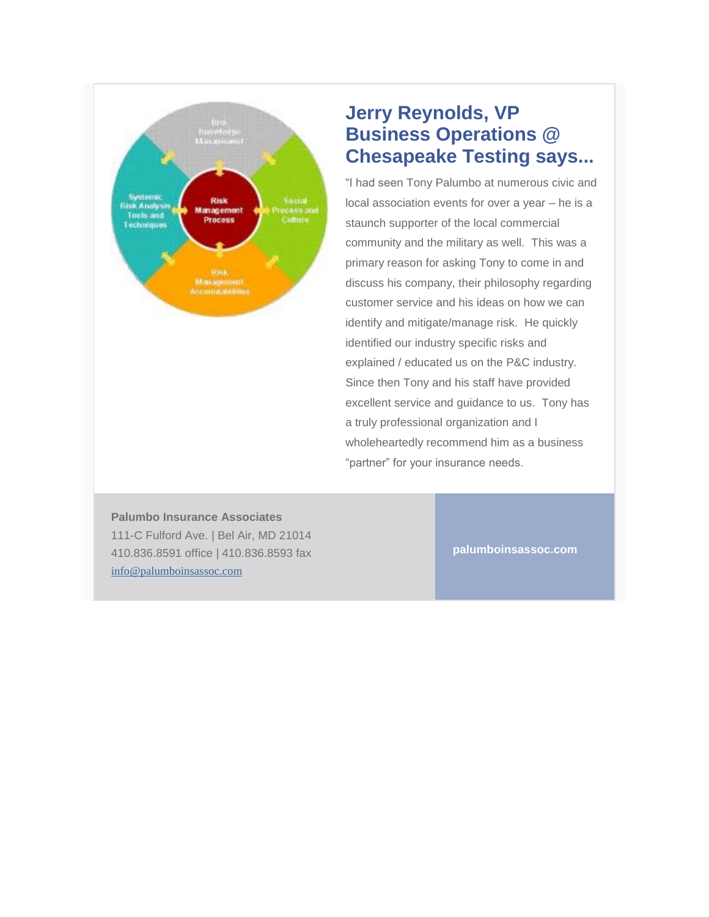Risk Knowledge Management

Systemic Risk Analysis Tools and Techniques

Risk Management Process

Social Process and Culture

Risk Management Accountabilities

## Jerry Reynolds, VP Business Operations @ Chesapeake Testing says...

"I had seen Tony Palumbo at numerous civic and local association events for over a year – he is a staunch supporter of the local commercial community and the military as well. This was a primary reason for asking Tony to come in and discuss his company, their philosophy regarding customer service and his ideas on how we can identify and mitigate/manage risk. He quickly identified our industry specific risks and explained / educated us on the P&C industry. Since then Tony and his staff have provided excellent service and guidance to us. Tony has a truly professional organization and I wholeheartedly recommend him as a business "partner" for your insurance needs.

**Palumbo Insurance Associates**
111-C Fulford Ave. | Bel Air, MD 21014
410.836.8591 office | 410.836.8593 fax
info@palumboinsassoc.com

**palumboinsassoc.com**